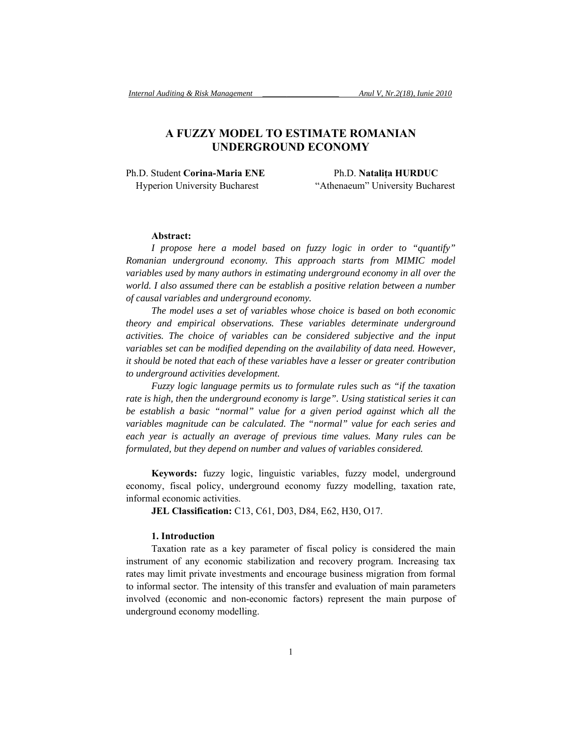# A FUZZY MODEL TO ESTIMATE ROMANIAN UNDERGROUND ECONOMY

Ph.D. Student **Corina-Maria ENE**
Hyperion University Bucharest

Ph.D. **Natalița HURDUC**
"Athenaeum" University Bucharest

**Abstract:**

*I propose here a model based on fuzzy logic in order to "quantify" Romanian underground economy. This approach starts from MIMIC model variables used by many authors in estimating underground economy in all over the world. I also assumed there can be establish a positive relation between a number of causal variables and underground economy.*

*The model uses a set of variables whose choice is based on both economic theory and empirical observations. These variables determinate underground activities. The choice of variables can be considered subjective and the input variables set can be modified depending on the availability of data need. However, it should be noted that each of these variables have a lesser or greater contribution to underground activities development.*

*Fuzzy logic language permits us to formulate rules such as "if the taxation rate is high, then the underground economy is large". Using statistical series it can be establish a basic "normal" value for a given period against which all the variables magnitude can be calculated. The "normal" value for each series and each year is actually an average of previous time values. Many rules can be formulated, but they depend on number and values of variables considered.*

**Keywords:** fuzzy logic, linguistic variables, fuzzy model, underground economy, fiscal policy, underground economy fuzzy modelling, taxation rate, informal economic activities.

**JEL Classification:** C13, C61, D03, D84, E62, H30, O17.

## 1. Introduction

Taxation rate as a key parameter of fiscal policy is considered the main instrument of any economic stabilization and recovery program. Increasing tax rates may limit private investments and encourage business migration from formal to informal sector. The intensity of this transfer and evaluation of main parameters involved (economic and non-economic factors) represent the main purpose of underground economy modelling.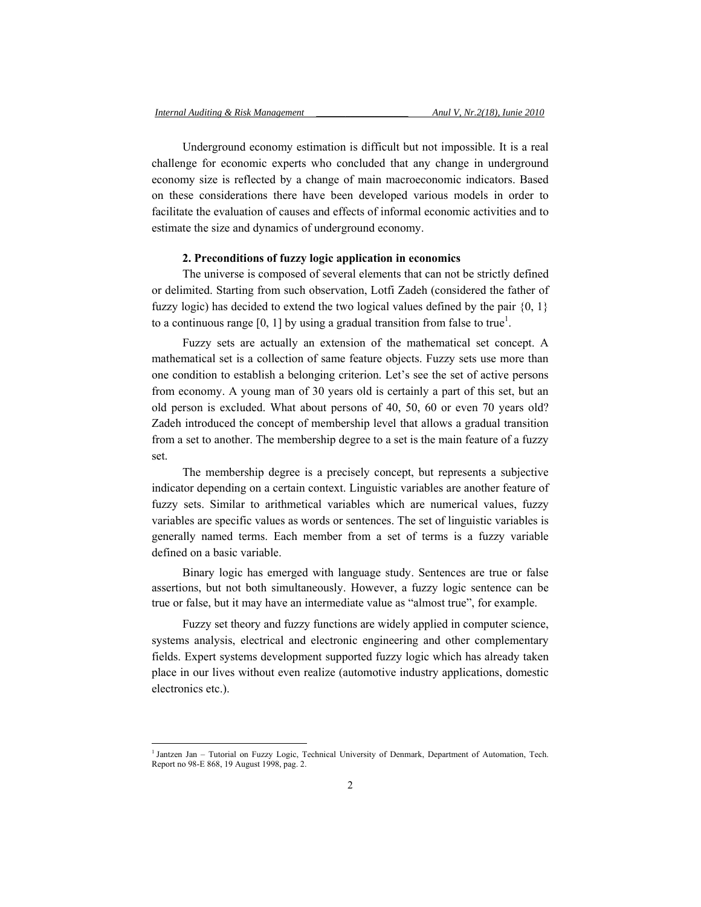Underground economy estimation is difficult but not impossible. It is a real challenge for economic experts who concluded that any change in underground economy size is reflected by a change of main macroeconomic indicators. Based on these considerations there have been developed various models in order to facilitate the evaluation of causes and effects of informal economic activities and to estimate the size and dynamics of underground economy.

## 2. Preconditions of fuzzy logic application in economics

The universe is composed of several elements that can not be strictly defined or delimited. Starting from such observation, Lotfi Zadeh (considered the father of fuzzy logic) has decided to extend the two logical values defined by the pair {0, 1} to a continuous range [0, 1] by using a gradual transition from false to true[1].

Fuzzy sets are actually an extension of the mathematical set concept. A mathematical set is a collection of same feature objects. Fuzzy sets use more than one condition to establish a belonging criterion. Let's see the set of active persons from economy. A young man of 30 years old is certainly a part of this set, but an old person is excluded. What about persons of 40, 50, 60 or even 70 years old? Zadeh introduced the concept of membership level that allows a gradual transition from a set to another. The membership degree to a set is the main feature of a fuzzy set.

The membership degree is a precisely concept, but represents a subjective indicator depending on a certain context. Linguistic variables are another feature of fuzzy sets. Similar to arithmetical variables which are numerical values, fuzzy variables are specific values as words or sentences. The set of linguistic variables is generally named terms. Each member from a set of terms is a fuzzy variable defined on a basic variable.

Binary logic has emerged with language study. Sentences are true or false assertions, but not both simultaneously. However, a fuzzy logic sentence can be true or false, but it may have an intermediate value as "almost true", for example.

Fuzzy set theory and fuzzy functions are widely applied in computer science, systems analysis, electrical and electronic engineering and other complementary fields. Expert systems development supported fuzzy logic which has already taken place in our lives without even realize (automotive industry applications, domestic electronics etc.).

---

[1] Jantzen Jan – Tutorial on Fuzzy Logic, Technical University of Denmark, Department of Automation, Tech. Report no 98-E 868, 19 August 1998, pag. 2.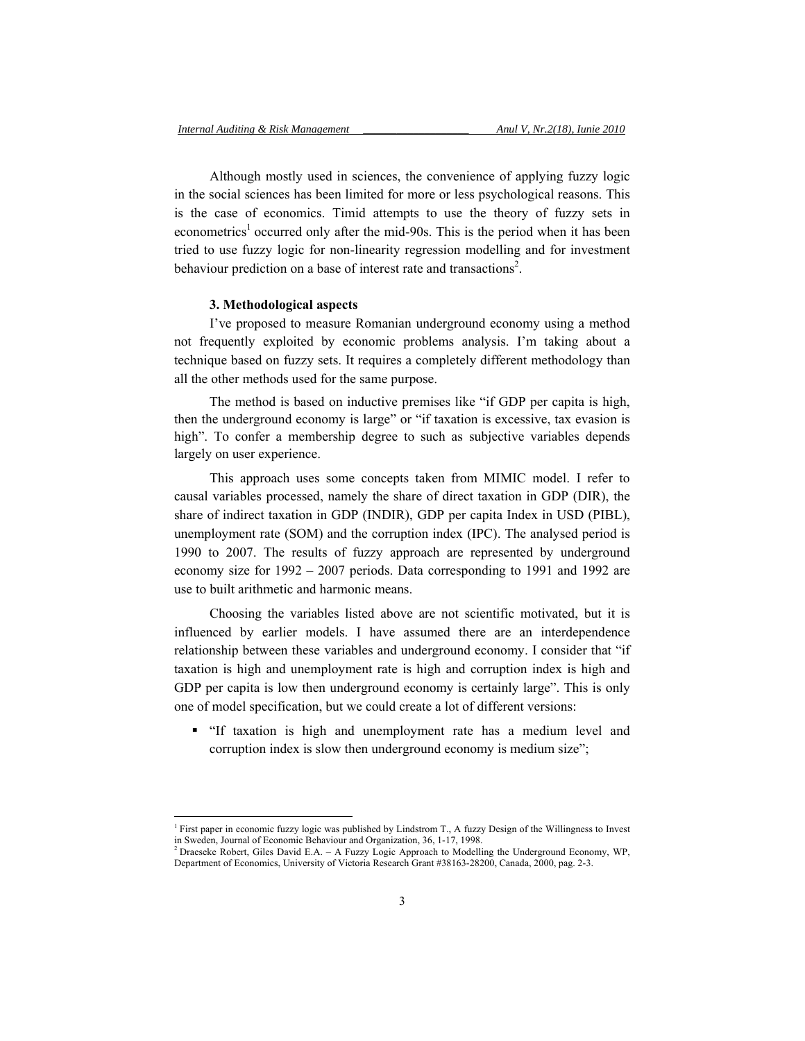Although mostly used in sciences, the convenience of applying fuzzy logic in the social sciences has been limited for more or less psychological reasons. This is the case of economics. Timid attempts to use the theory of fuzzy sets in econometrics[1] occurred only after the mid-90s. This is the period when it has been tried to use fuzzy logic for non-linearity regression modelling and for investment behaviour prediction on a base of interest rate and transactions[2].

### 3. Methodological aspects

I've proposed to measure Romanian underground economy using a method not frequently exploited by economic problems analysis. I'm taking about a technique based on fuzzy sets. It requires a completely different methodology than all the other methods used for the same purpose.

The method is based on inductive premises like "if GDP per capita is high, then the underground economy is large" or "if taxation is excessive, tax evasion is high". To confer a membership degree to such as subjective variables depends largely on user experience.

This approach uses some concepts taken from MIMIC model. I refer to causal variables processed, namely the share of direct taxation in GDP (DIR), the share of indirect taxation in GDP (INDIR), GDP per capita Index in USD (PIBL), unemployment rate (SOM) and the corruption index (IPC). The analysed period is 1990 to 2007. The results of fuzzy approach are represented by underground economy size for 1992 – 2007 periods. Data corresponding to 1991 and 1992 are use to built arithmetic and harmonic means.

Choosing the variables listed above are not scientific motivated, but it is influenced by earlier models. I have assumed there are an interdependence relationship between these variables and underground economy. I consider that "if taxation is high and unemployment rate is high and corruption index is high and GDP per capita is low then underground economy is certainly large". This is only one of model specification, but we could create a lot of different versions:

- "If taxation is high and unemployment rate has a medium level and corruption index is slow then underground economy is medium size";

---

[1] First paper in economic fuzzy logic was published by Lindstrom T., A fuzzy Design of the Willingness to Invest in Sweden, Journal of Economic Behaviour and Organization, 36, 1-17, 1998.

[2] Draeseke Robert, Giles David E.A. – A Fuzzy Logic Approach to Modelling the Underground Economy, WP, Department of Economics, University of Victoria Research Grant #38163-28200, Canada, 2000, pag. 2-3.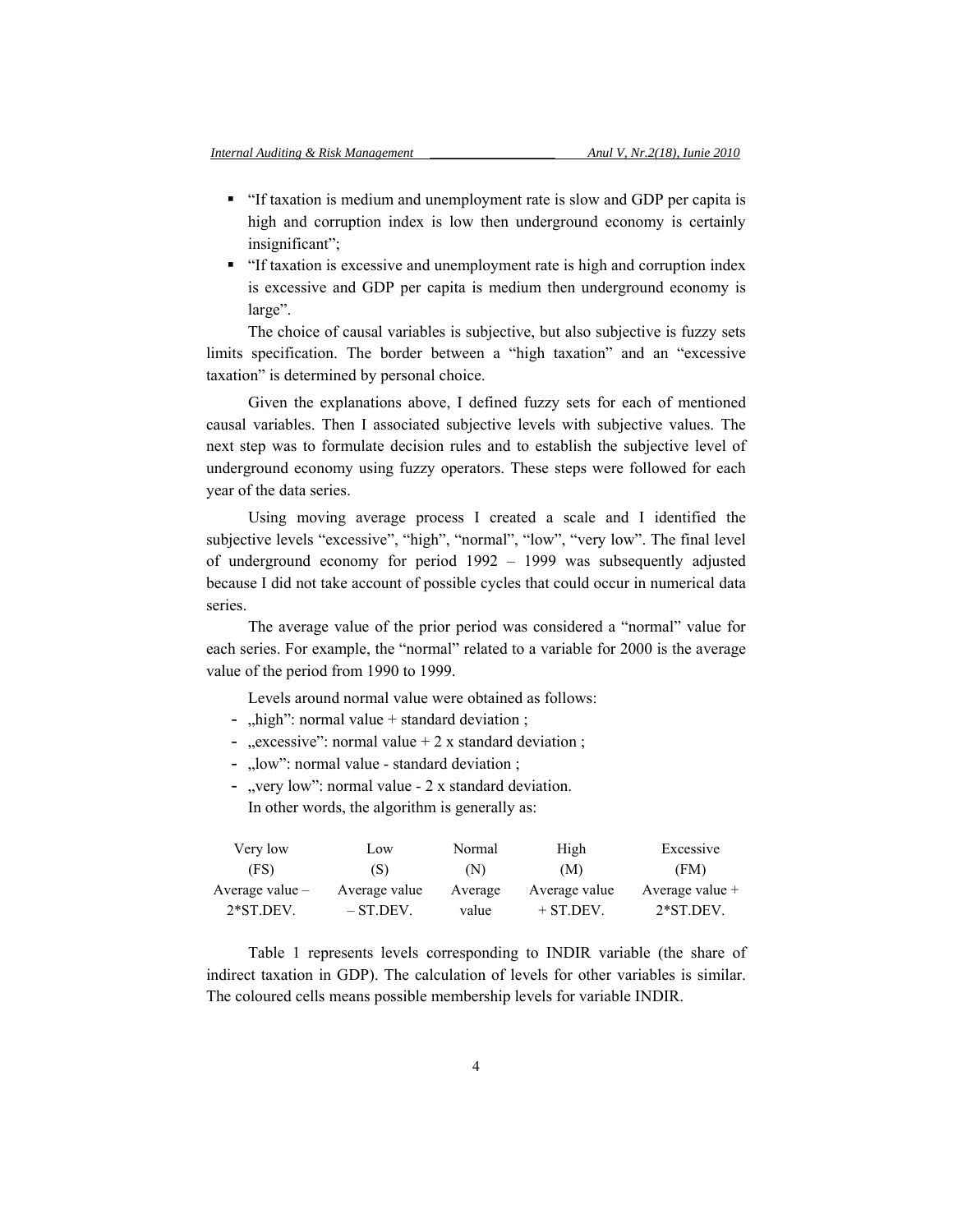- "If taxation is medium and unemployment rate is slow and GDP per capita is high and corruption index is low then underground economy is certainly insignificant";
- "If taxation is excessive and unemployment rate is high and corruption index is excessive and GDP per capita is medium then underground economy is large".

The choice of causal variables is subjective, but also subjective is fuzzy sets limits specification. The border between a "high taxation" and an "excessive taxation" is determined by personal choice.

Given the explanations above, I defined fuzzy sets for each of mentioned causal variables. Then I associated subjective levels with subjective values. The next step was to formulate decision rules and to establish the subjective level of underground economy using fuzzy operators. These steps were followed for each year of the data series.

Using moving average process I created a scale and I identified the subjective levels "excessive", "high", "normal", "low", "very low". The final level of underground economy for period 1992 – 1999 was subsequently adjusted because I did not take account of possible cycles that could occur in numerical data series.

The average value of the prior period was considered a "normal" value for each series. For example, the "normal" related to a variable for 2000 is the average value of the period from 1990 to 1999.

Levels around normal value were obtained as follows:

- „high": normal value + standard deviation ;
- „excessive": normal value + 2 x standard deviation ;
- „low": normal value - standard deviation ;
- „very low": normal value - 2 x standard deviation.

In other words, the algorithm is generally as:

| Very low (FS) | Low (S) | Normal (N) | High (M) | Excessive (FM) |
|---|---|---|---|---|
| Average value – 2*ST.DEV. | Average value – ST.DEV. | Average value | Average value + ST.DEV. | Average value + 2*ST.DEV. |

Table 1 represents levels corresponding to INDIR variable (the share of indirect taxation in GDP). The calculation of levels for other variables is similar. The coloured cells means possible membership levels for variable INDIR.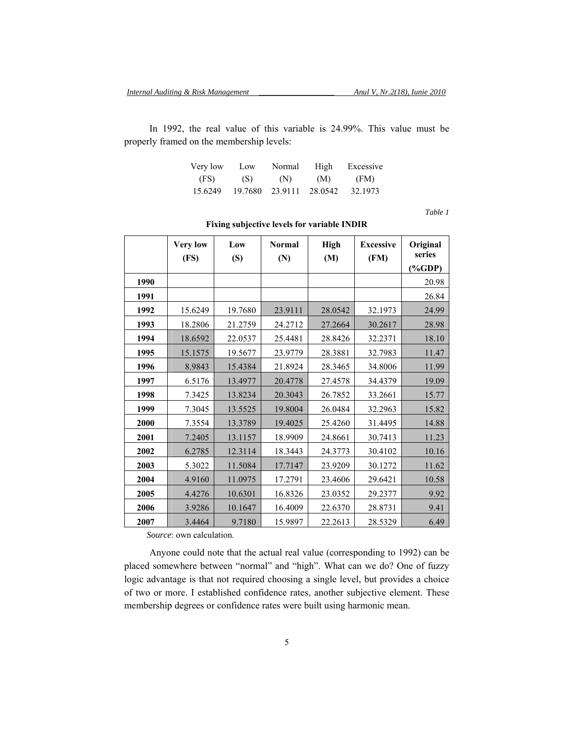In 1992, the real value of this variable is 24.99%. This value must be properly framed on the membership levels:

| Very low (FS) | Low (S) | Normal (N) | High (M) | Excessive (FM) |
|---|---|---|---|---|
| 15.6249 | 19.7680 | 23.9111 | 28.0542 | 32.1973 |

*Table 1*

**Fixing subjective levels for variable INDIR**

| | Very low (FS) | Low (S) | Normal (N) | High (M) | Excessive (FM) | Original series (%GDP) |
|---|---|---|---|---|---|---|
| **1990** | | | | | | 20.98 |
| **1991** | | | | | | 26.84 |
| **1992** | 15.6249 | 19.7680 | 23.9111 | 28.0542 | 32.1973 | 24.99 |
| **1993** | 18.2806 | 21.2759 | 24.2712 | 27.2664 | 30.2617 | 28.98 |
| **1994** | 18.6592 | 22.0537 | 25.4481 | 28.8426 | 32.2371 | 18.10 |
| **1995** | 15.1575 | 19.5677 | 23.9779 | 28.3881 | 32.7983 | 11.47 |
| **1996** | 8.9843 | 15.4384 | 21.8924 | 28.3465 | 34.8006 | 11.99 |
| **1997** | 6.5176 | 13.4977 | 20.4778 | 27.4578 | 34.4379 | 19.09 |
| **1998** | 7.3425 | 13.8234 | 20.3043 | 26.7852 | 33.2661 | 15.77 |
| **1999** | 7.3045 | 13.5525 | 19.8004 | 26.0484 | 32.2963 | 15.82 |
| **2000** | 7.3554 | 13.3789 | 19.4025 | 25.4260 | 31.4495 | 14.88 |
| **2001** | 7.2405 | 13.1157 | 18.9909 | 24.8661 | 30.7413 | 11.23 |
| **2002** | 6.2785 | 12.3114 | 18.3443 | 24.3773 | 30.4102 | 10.16 |
| **2003** | 5.3022 | 11.5084 | 17.7147 | 23.9209 | 30.1272 | 11.62 |
| **2004** | 4.9160 | 11.0975 | 17.2791 | 23.4606 | 29.6421 | 10.58 |
| **2005** | 4.4276 | 10.6301 | 16.8326 | 23.0352 | 29.2377 | 9.92 |
| **2006** | 3.9286 | 10.1647 | 16.4009 | 22.6370 | 28.8731 | 9.41 |
| **2007** | 3.4464 | 9.7180 | 15.9897 | 22.2613 | 28.5329 | 6.49 |

*Source*: own calculation.

Anyone could note that the actual real value (corresponding to 1992) can be placed somewhere between "normal" and "high". What can we do? One of fuzzy logic advantage is that not required choosing a single level, but provides a choice of two or more. I established confidence rates, another subjective element. These membership degrees or confidence rates were built using harmonic mean.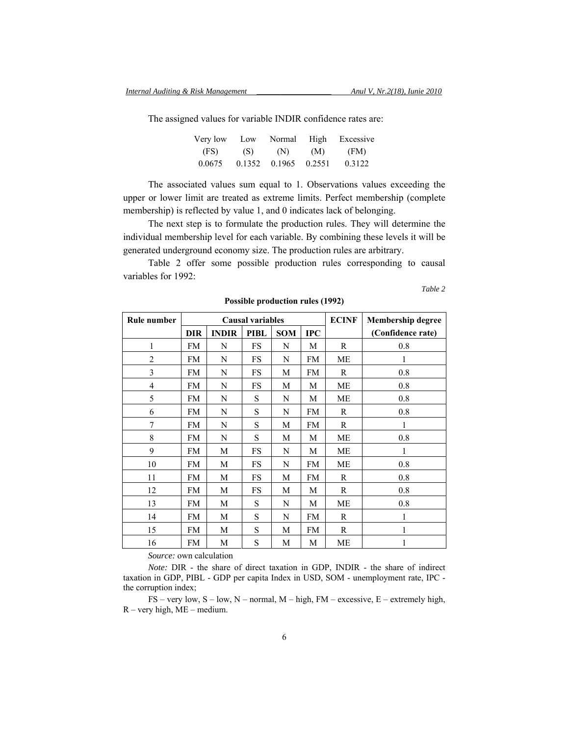The assigned values for variable INDIR confidence rates are:

| Very low | Low | Normal | High | Excessive |
|---|---|---|---|---|
| (FS) | (S) | (N) | (M) | (FM) |
| 0.0675 | 0.1352 | 0.1965 | 0.2551 | 0.3122 |

The associated values sum equal to 1. Observations values exceeding the upper or lower limit are treated as extreme limits. Perfect membership (complete membership) is reflected by value 1, and 0 indicates lack of belonging.

The next step is to formulate the production rules. They will determine the individual membership level for each variable. By combining these levels it will be generated underground economy size. The production rules are arbitrary.

Table 2 offer some possible production rules corresponding to causal variables for 1992:

*Table 2*

**Possible production rules (1992)**

| Rule number | Causal variables | | | | | ECINF | Membership degree |
|---|---|---|---|---|---|---|---|
| | DIR | INDIR | PIBL | SOM | IPC | | (Confidence rate) |
| 1 | FM | N | FS | N | M | R | 0.8 |
| 2 | FM | N | FS | N | FM | ME | 1 |
| 3 | FM | N | FS | M | FM | R | 0.8 |
| 4 | FM | N | FS | M | M | ME | 0.8 |
| 5 | FM | N | S | N | M | ME | 0.8 |
| 6 | FM | N | S | N | FM | R | 0.8 |
| 7 | FM | N | S | M | FM | R | 1 |
| 8 | FM | N | S | M | M | ME | 0.8 |
| 9 | FM | M | FS | N | M | ME | 1 |
| 10 | FM | M | FS | N | FM | ME | 0.8 |
| 11 | FM | M | FS | M | FM | R | 0.8 |
| 12 | FM | M | FS | M | M | R | 0.8 |
| 13 | FM | M | S | N | M | ME | 0.8 |
| 14 | FM | M | S | N | FM | R | 1 |
| 15 | FM | M | S | M | FM | R | 1 |
| 16 | FM | M | S | M | M | ME | 1 |

*Source:* own calculation

*Note:* DIR - the share of direct taxation in GDP, INDIR - the share of indirect taxation in GDP, PIBL - GDP per capita Index in USD, SOM - unemployment rate, IPC - the corruption index;

FS – very low, S – low, N – normal, M – high, FM – excessive, E – extremely high, R – very high, ME – medium.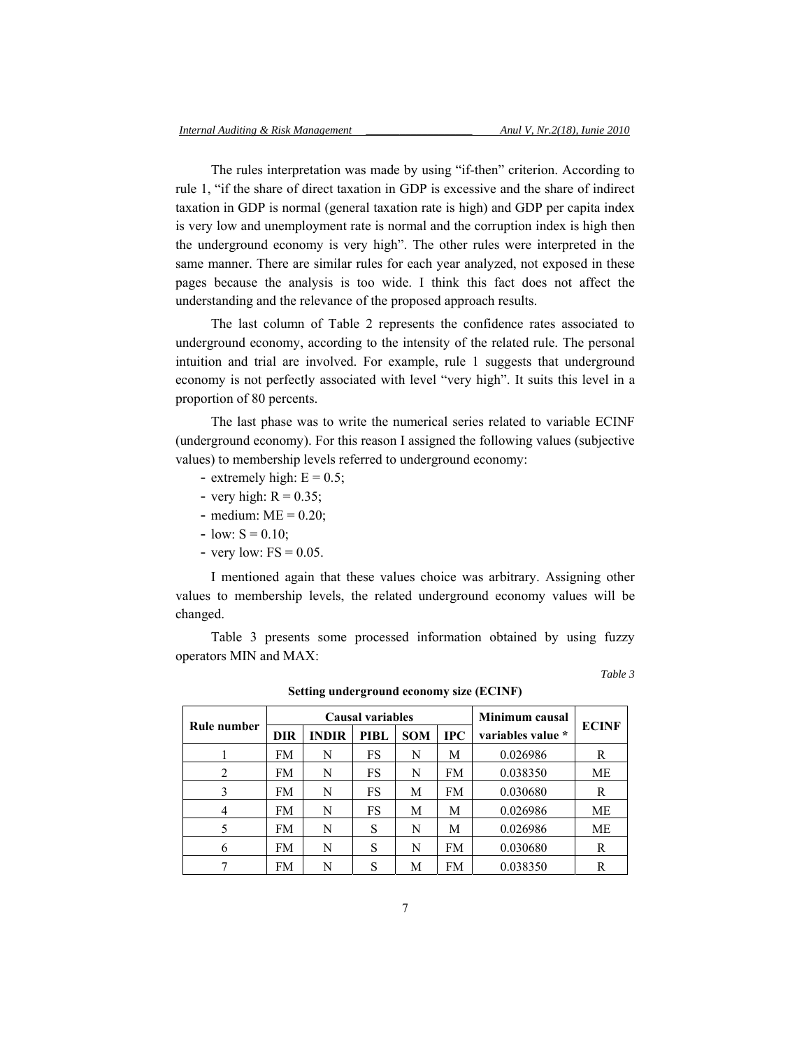The rules interpretation was made by using "if-then" criterion. According to rule 1, "if the share of direct taxation in GDP is excessive and the share of indirect taxation in GDP is normal (general taxation rate is high) and GDP per capita index is very low and unemployment rate is normal and the corruption index is high then the underground economy is very high". The other rules were interpreted in the same manner. There are similar rules for each year analyzed, not exposed in these pages because the analysis is too wide. I think this fact does not affect the understanding and the relevance of the proposed approach results.

The last column of Table 2 represents the confidence rates associated to underground economy, according to the intensity of the related rule. The personal intuition and trial are involved. For example, rule 1 suggests that underground economy is not perfectly associated with level "very high". It suits this level in a proportion of 80 percents.

The last phase was to write the numerical series related to variable ECINF (underground economy). For this reason I assigned the following values (subjective values) to membership levels referred to underground economy:

- extremely high: E = 0.5;
- very high: R = 0.35;
- medium: ME = 0.20;
- low: S = 0.10;
- very low: FS = 0.05.

I mentioned again that these values choice was arbitrary. Assigning other values to membership levels, the related underground economy values will be changed.

Table 3 presents some processed information obtained by using fuzzy operators MIN and MAX:

*Table 3*

**Setting underground economy size (ECINF)**

| Rule number | Causal variables | | | | | Minimum causal variables value * | ECINF |
|---|---|---|---|---|---|---|---|
| | DIR | INDIR | PIBL | SOM | IPC | | |
| 1 | FM | N | FS | N | M | 0.026986 | R |
| 2 | FM | N | FS | N | FM | 0.038350 | ME |
| 3 | FM | N | FS | M | FM | 0.030680 | R |
| 4 | FM | N | FS | M | M | 0.026986 | ME |
| 5 | FM | N | S | N | M | 0.026986 | ME |
| 6 | FM | N | S | N | FM | 0.030680 | R |
| 7 | FM | N | S | M | FM | 0.038350 | R |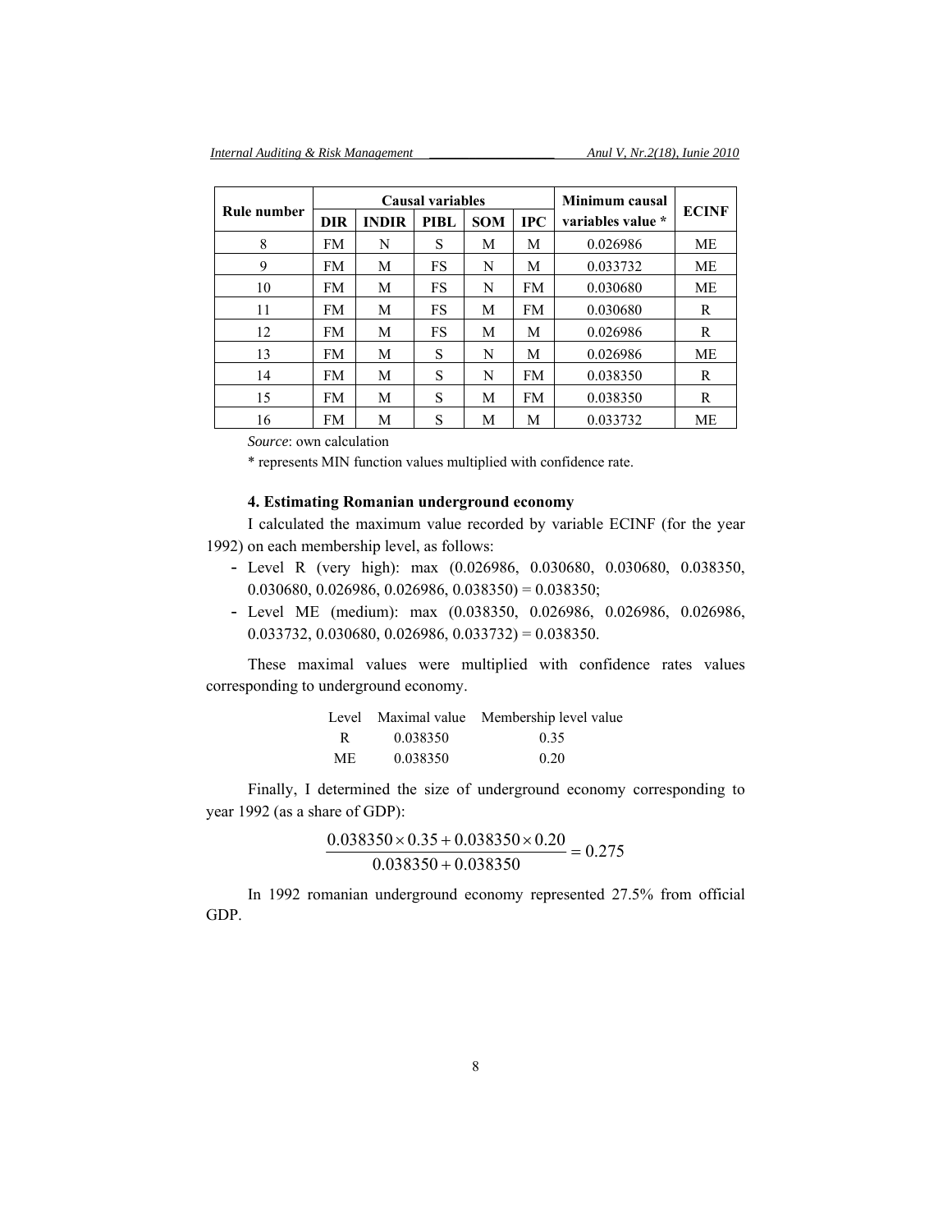| Rule number | Causal variables | | | | | Minimum causal variables value * | ECINF |
|---|---|---|---|---|---|---|---|
| | DIR | INDIR | PIBL | SOM | IPC | | |
| 8 | FM | N | S | M | M | 0.026986 | ME |
| 9 | FM | M | FS | N | M | 0.033732 | ME |
| 10 | FM | M | FS | N | FM | 0.030680 | ME |
| 11 | FM | M | FS | M | FM | 0.030680 | R |
| 12 | FM | M | FS | M | M | 0.026986 | R |
| 13 | FM | M | S | N | M | 0.026986 | ME |
| 14 | FM | M | S | N | FM | 0.038350 | R |
| 15 | FM | M | S | M | FM | 0.038350 | R |
| 16 | FM | M | S | M | M | 0.033732 | ME |

*Source*: own calculation

* represents MIN function values multiplied with confidence rate.

### 4. Estimating Romanian underground economy

I calculated the maximum value recorded by variable ECINF (for the year 1992) on each membership level, as follows:

- Level R (very high): max (0.026986, 0.030680, 0.030680, 0.038350, 0.030680, 0.026986, 0.026986, 0.038350) = 0.038350;
- Level ME (medium): max (0.038350, 0.026986, 0.026986, 0.026986, 0.033732, 0.030680, 0.026986, 0.033732) = 0.038350.

These maximal values were multiplied with confidence rates values corresponding to underground economy.

| Level | Maximal value | Membership level value |
|---|---|---|
| R | 0.038350 | 0.35 |
| ME | 0.038350 | 0.20 |

Finally, I determined the size of underground economy corresponding to year 1992 (as a share of GDP):

$$\frac{0.038350 \times 0.35 + 0.038350 \times 0.20}{0.038350 + 0.038350} = 0.275$$

In 1992 romanian underground economy represented 27.5% from official GDP.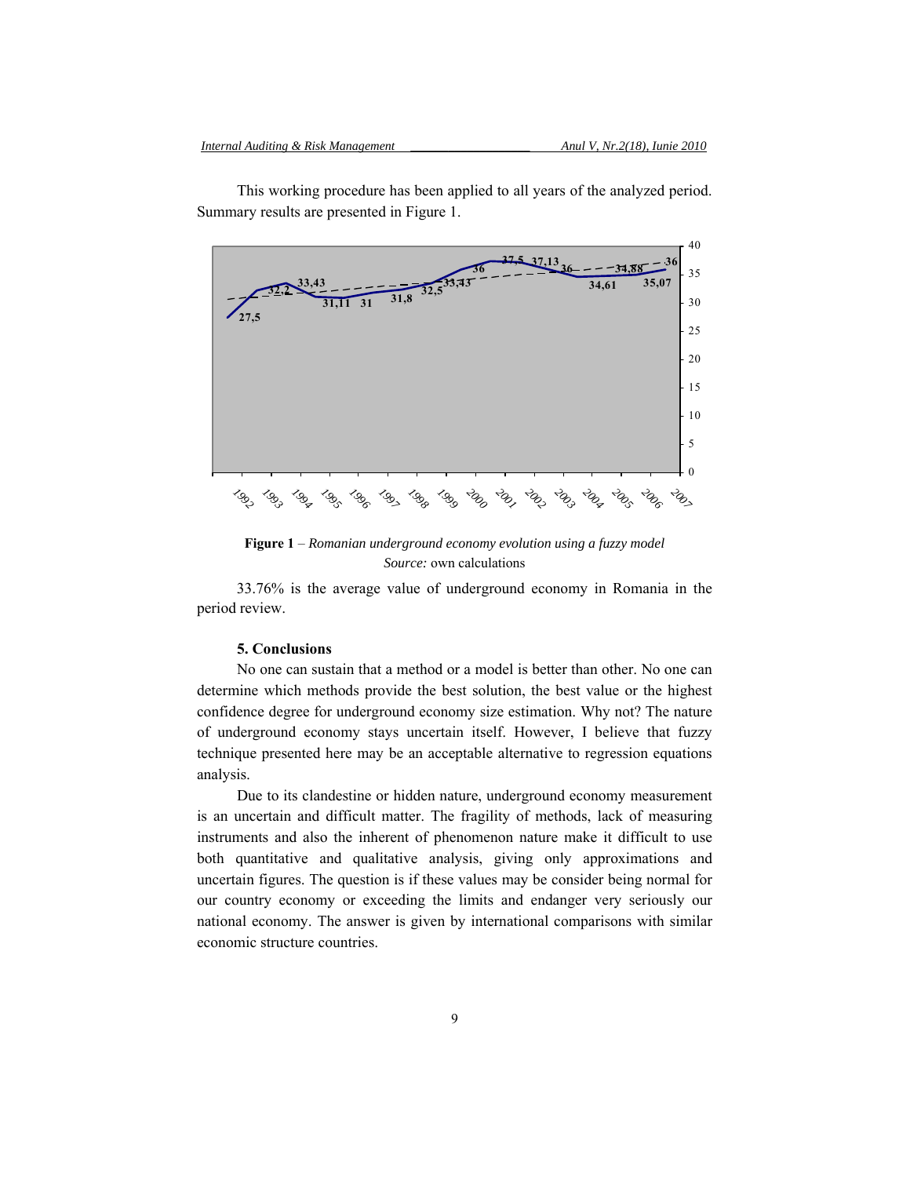This working procedure has been applied to all years of the analyzed period. Summary results are presented in Figure 1.

**Figure 1** – *Romanian underground economy evolution using a fuzzy model*
*Source:* own calculations

33.76% is the average value of underground economy in Romania in the period review.

## 5. Conclusions

No one can sustain that a method or a model is better than other. No one can determine which methods provide the best solution, the best value or the highest confidence degree for underground economy size estimation. Why not? The nature of underground economy stays uncertain itself. However, I believe that fuzzy technique presented here may be an acceptable alternative to regression equations analysis.

Due to its clandestine or hidden nature, underground economy measurement is an uncertain and difficult matter. The fragility of methods, lack of measuring instruments and also the inherent of phenomenon nature make it difficult to use both quantitative and qualitative analysis, giving only approximations and uncertain figures. The question is if these values may be consider being normal for our country economy or exceeding the limits and endanger very seriously our national economy. The answer is given by international comparisons with similar economic structure countries.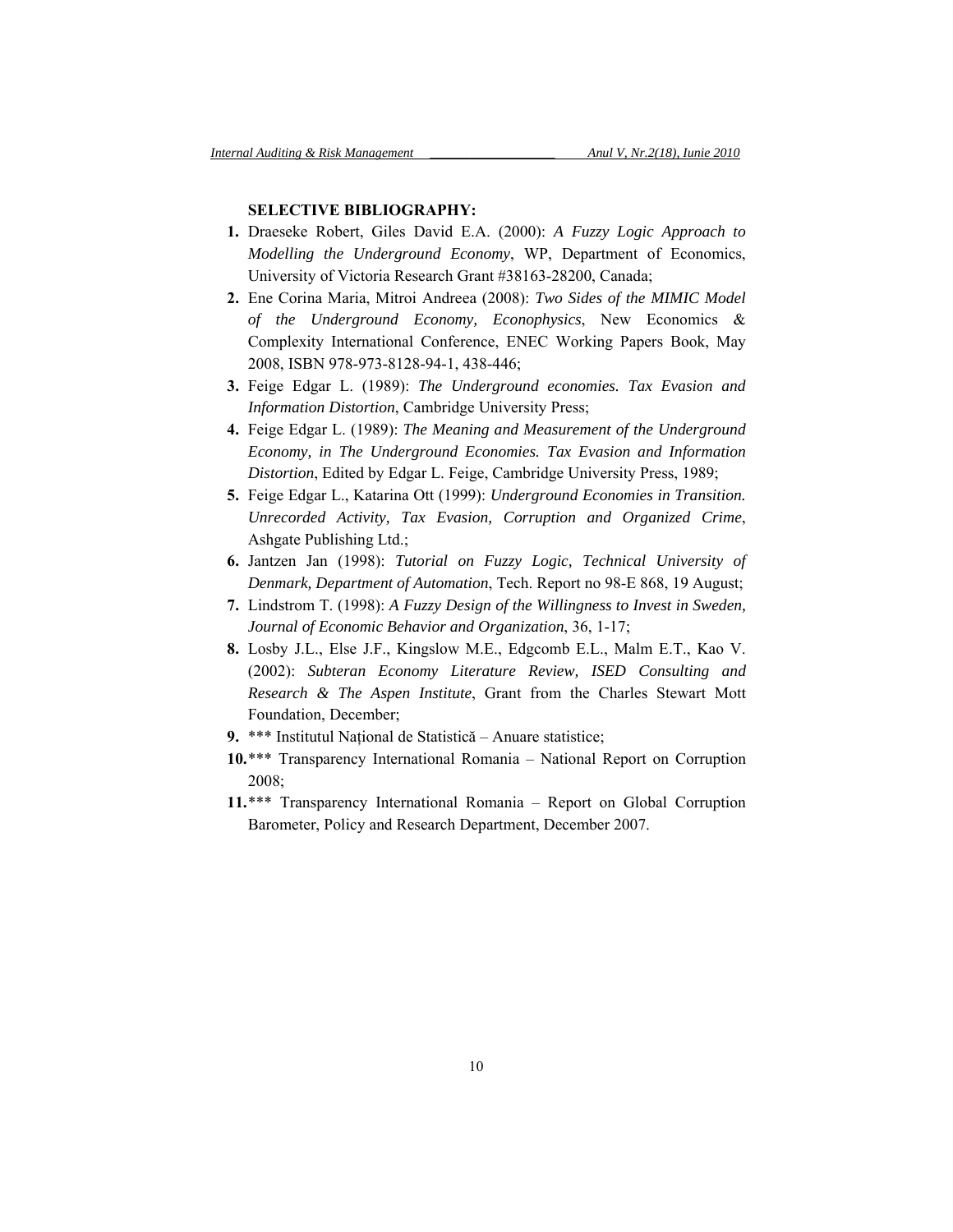**SELECTIVE BIBLIOGRAPHY:**

1. Draeseke Robert, Giles David E.A. (2000): *A Fuzzy Logic Approach to Modelling the Underground Economy*, WP, Department of Economics, University of Victoria Research Grant #38163-28200, Canada;
2. Ene Corina Maria, Mitroi Andreea (2008): *Two Sides of the MIMIC Model of the Underground Economy, Econophysics*, New Economics & Complexity International Conference, ENEC Working Papers Book, May 2008, ISBN 978-973-8128-94-1, 438-446;
3. Feige Edgar L. (1989): *The Underground economies. Tax Evasion and Information Distortion*, Cambridge University Press;
4. Feige Edgar L. (1989): *The Meaning and Measurement of the Underground Economy, in The Underground Economies. Tax Evasion and Information Distortion*, Edited by Edgar L. Feige, Cambridge University Press, 1989;
5. Feige Edgar L., Katarina Ott (1999): *Underground Economies in Transition. Unrecorded Activity, Tax Evasion, Corruption and Organized Crime*, Ashgate Publishing Ltd.;
6. Jantzen Jan (1998): *Tutorial on Fuzzy Logic, Technical University of Denmark, Department of Automation*, Tech. Report no 98-E 868, 19 August;
7. Lindstrom T. (1998): *A Fuzzy Design of the Willingness to Invest in Sweden, Journal of Economic Behavior and Organization*, 36, 1-17;
8. Losby J.L., Else J.F., Kingslow M.E., Edgcomb E.L., Malm E.T., Kao V. (2002): *Subteran Economy Literature Review, ISED Consulting and Research & The Aspen Institute*, Grant from the Charles Stewart Mott Foundation, December;
9. *** Institutul Național de Statistică – Anuare statistice;
10. *** Transparency International Romania – National Report on Corruption 2008;
11. *** Transparency International Romania – Report on Global Corruption Barometer, Policy and Research Department, December 2007.